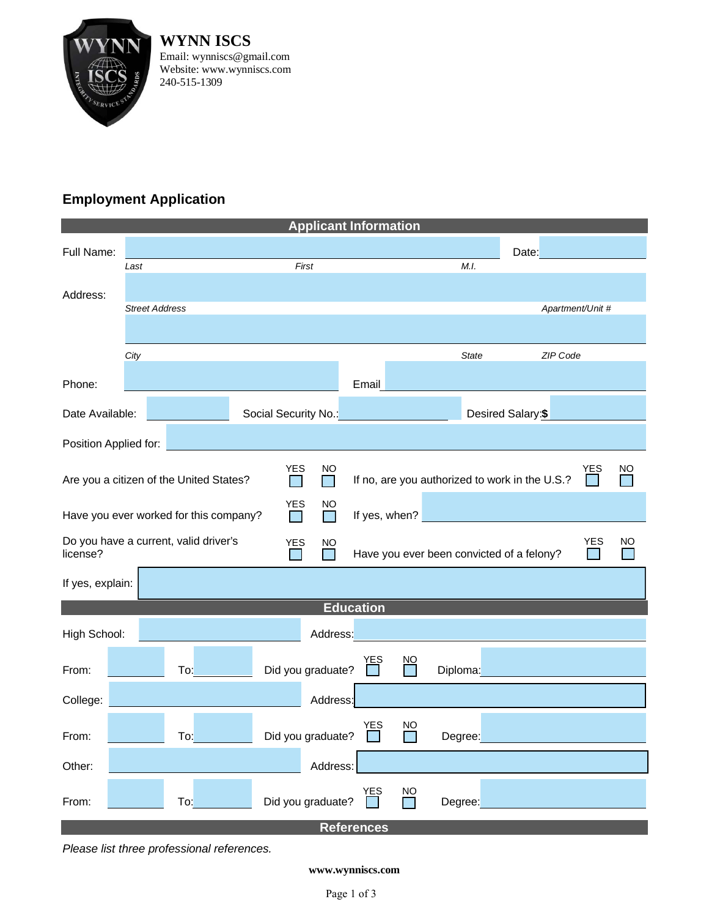**WYNN ISCS**
Email: wynniscs@gmail.com
Website: www.wynniscs.com
240-515-1309

## Employment Application

### Applicant Information

Full Name: ____________________ Date: ________
*Last* *First* *M.I.*

Address: ____________________
*Street Address* *Apartment/Unit #*

____________________
*City* *State* *ZIP Code*

Phone: ____________________ Email ____________________

Date Available: ________ Social Security No.: ________ Desired Salary: **$** ________

Position Applied for: ____________________

Are you a citizen of the United States? YES ☐ NO ☐ If no, are you authorized to work in the U.S.? YES ☐ NO ☐

Have you ever worked for this company? YES ☐ NO ☐ If yes, when? ________

Do you have a current, valid driver's license? YES ☐ NO ☐ Have you ever been convicted of a felony? YES ☐ NO ☐

If yes, explain: ____________________

### Education

High School: ________ Address: ________

From: ________ To: ________ Did you graduate? YES ☐ NO ☐ Diploma: ________

College: ________ Address: ________

From: ________ To: ________ Did you graduate? YES ☐ NO ☐ Degree: ________

Other: ________ Address: ________

From: ________ To: ________ Did you graduate? YES ☐ NO ☐ Degree: ________

### References

*Please list three professional references.*

**www.wynniscs.com**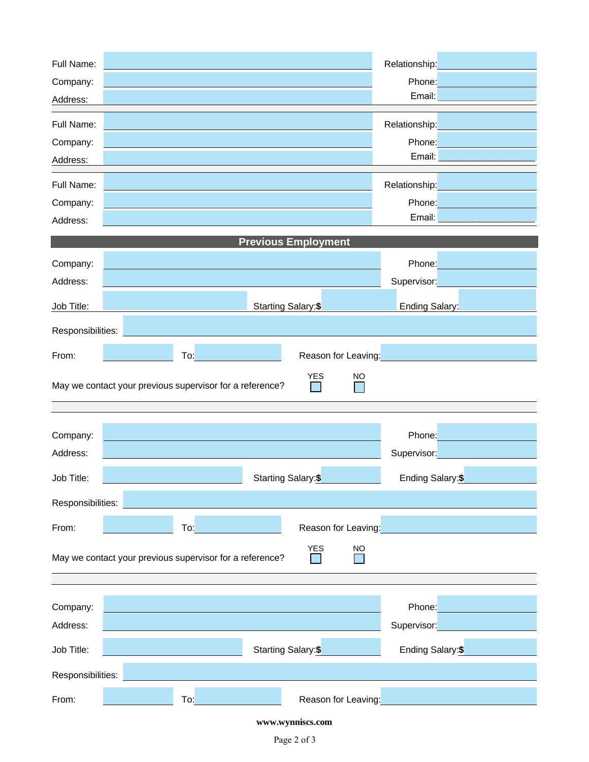Full Name: ______________________ Relationship: ______________

Company: ______________________ Phone: ______________

Address: ______________________ Email: ______________

---

Full Name: ______________________ Relationship: ______________

Company: ______________________ Phone: ______________

Address: ______________________ Email: ______________

---

Full Name: ______________________ Relationship: ______________

Company: ______________________ Phone: ______________

Address: ______________________ Email: ______________

## Previous Employment

Company: ______________________ Phone: ______________

Address: ______________________ Supervisor: ______________

Job Title: ______________ Starting Salary:$ ______________ Ending Salary: ______________

Responsibilities: ______________________

From: ______________ To: ______________ Reason for Leaving: ______________

May we contact your previous supervisor for a reference? YES ☐ NO ☐

---

Company: ______________________ Phone: ______________

Address: ______________________ Supervisor: ______________

Job Title: ______________ Starting Salary:$ ______________ Ending Salary:$ ______________

Responsibilities: ______________________

From: ______________ To: ______________ Reason for Leaving: ______________

May we contact your previous supervisor for a reference? YES ☐ NO ☐

---

Company: ______________________ Phone: ______________

Address: ______________________ Supervisor: ______________

Job Title: ______________ Starting Salary:$ ______________ Ending Salary:$ ______________

Responsibilities: ______________________

From: ______________ To: ______________ Reason for Leaving: ______________

**www.wynniscs.com**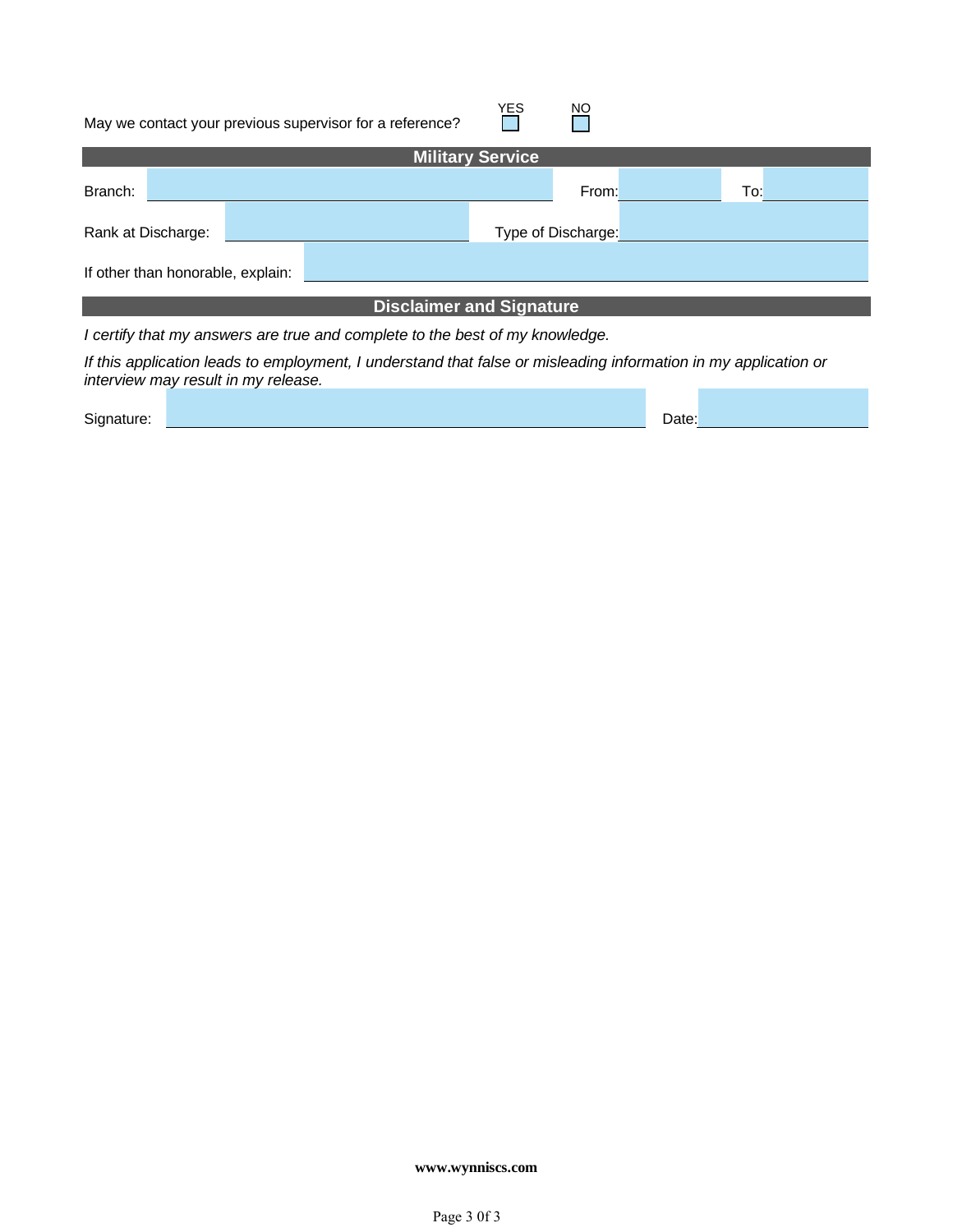May we contact your previous supervisor for a reference? YES ☐ NO ☐

## Military Service

Branch: ______________________ From: __________ To: __________

Rank at Discharge: ______________________ Type of Discharge: ______________________

If other than honorable, explain: ______________________

## Disclaimer and Signature

*I certify that my answers are true and complete to the best of my knowledge.*

*If this application leads to employment, I understand that false or misleading information in my application or interview may result in my release.*

Signature: ______________________ Date: __________

**www.wynniscs.com**